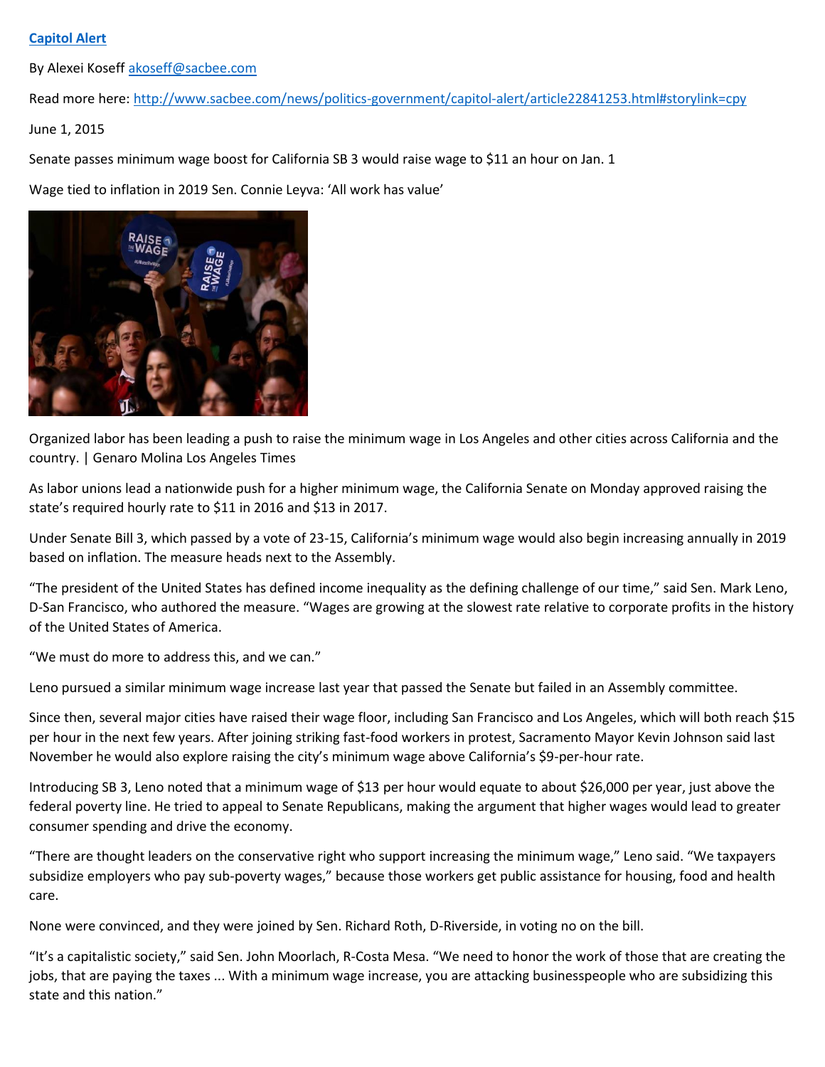[Capitol Alert](#)

By Alexei Koseff akoseff@sacbee.com

Read more here: http://www.sacbee.com/news/politics-government/capitol-alert/article22841253.html#storylink=cpy

June 1, 2015

Senate passes minimum wage boost for California SB 3 would raise wage to $11 an hour on Jan. 1

Wage tied to inflation in 2019 Sen. Connie Leyva: 'All work has value'

Organized labor has been leading a push to raise the minimum wage in Los Angeles and other cities across California and the country. | Genaro Molina Los Angeles Times

As labor unions lead a nationwide push for a higher minimum wage, the California Senate on Monday approved raising the state's required hourly rate to $11 in 2016 and $13 in 2017.

Under Senate Bill 3, which passed by a vote of 23-15, California's minimum wage would also begin increasing annually in 2019 based on inflation. The measure heads next to the Assembly.

"The president of the United States has defined income inequality as the defining challenge of our time," said Sen. Mark Leno, D-San Francisco, who authored the measure. "Wages are growing at the slowest rate relative to corporate profits in the history of the United States of America.

"We must do more to address this, and we can."

Leno pursued a similar minimum wage increase last year that passed the Senate but failed in an Assembly committee.

Since then, several major cities have raised their wage floor, including San Francisco and Los Angeles, which will both reach $15 per hour in the next few years. After joining striking fast-food workers in protest, Sacramento Mayor Kevin Johnson said last November he would also explore raising the city's minimum wage above California's $9-per-hour rate.

Introducing SB 3, Leno noted that a minimum wage of $13 per hour would equate to about $26,000 per year, just above the federal poverty line. He tried to appeal to Senate Republicans, making the argument that higher wages would lead to greater consumer spending and drive the economy.

"There are thought leaders on the conservative right who support increasing the minimum wage," Leno said. "We taxpayers subsidize employers who pay sub-poverty wages," because those workers get public assistance for housing, food and health care.

None were convinced, and they were joined by Sen. Richard Roth, D-Riverside, in voting no on the bill.

"It's a capitalistic society," said Sen. John Moorlach, R-Costa Mesa. "We need to honor the work of those that are creating the jobs, that are paying the taxes ... With a minimum wage increase, you are attacking businesspeople who are subsidizing this state and this nation."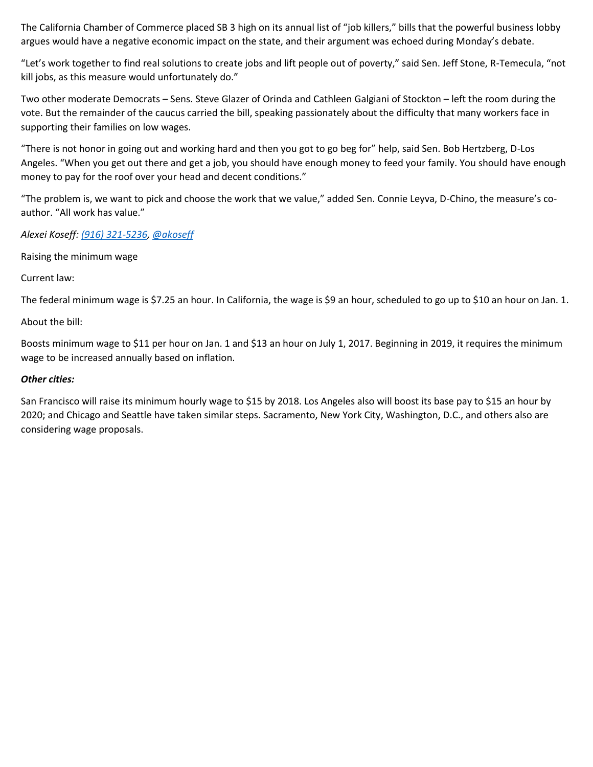The California Chamber of Commerce placed SB 3 high on its annual list of "job killers," bills that the powerful business lobby argues would have a negative economic impact on the state, and their argument was echoed during Monday's debate.

"Let's work together to find real solutions to create jobs and lift people out of poverty," said Sen. Jeff Stone, R-Temecula, "not kill jobs, as this measure would unfortunately do."

Two other moderate Democrats – Sens. Steve Glazer of Orinda and Cathleen Galgiani of Stockton – left the room during the vote. But the remainder of the caucus carried the bill, speaking passionately about the difficulty that many workers face in supporting their families on low wages.

"There is not honor in going out and working hard and then you got to go beg for" help, said Sen. Bob Hertzberg, D-Los Angeles. "When you get out there and get a job, you should have enough money to feed your family. You should have enough money to pay for the roof over your head and decent conditions."

"The problem is, we want to pick and choose the work that we value," added Sen. Connie Leyva, D-Chino, the measure's co-author. "All work has value."

*Alexei Koseff: (916) 321-5236, @akoseff*

Raising the minimum wage

Current law:

The federal minimum wage is $7.25 an hour. In California, the wage is $9 an hour, scheduled to go up to $10 an hour on Jan. 1.

About the bill:

Boosts minimum wage to $11 per hour on Jan. 1 and $13 an hour on July 1, 2017. Beginning in 2019, it requires the minimum wage to be increased annually based on inflation.

***Other cities:***

San Francisco will raise its minimum hourly wage to $15 by 2018. Los Angeles also will boost its base pay to $15 an hour by 2020; and Chicago and Seattle have taken similar steps. Sacramento, New York City, Washington, D.C., and others also are considering wage proposals.